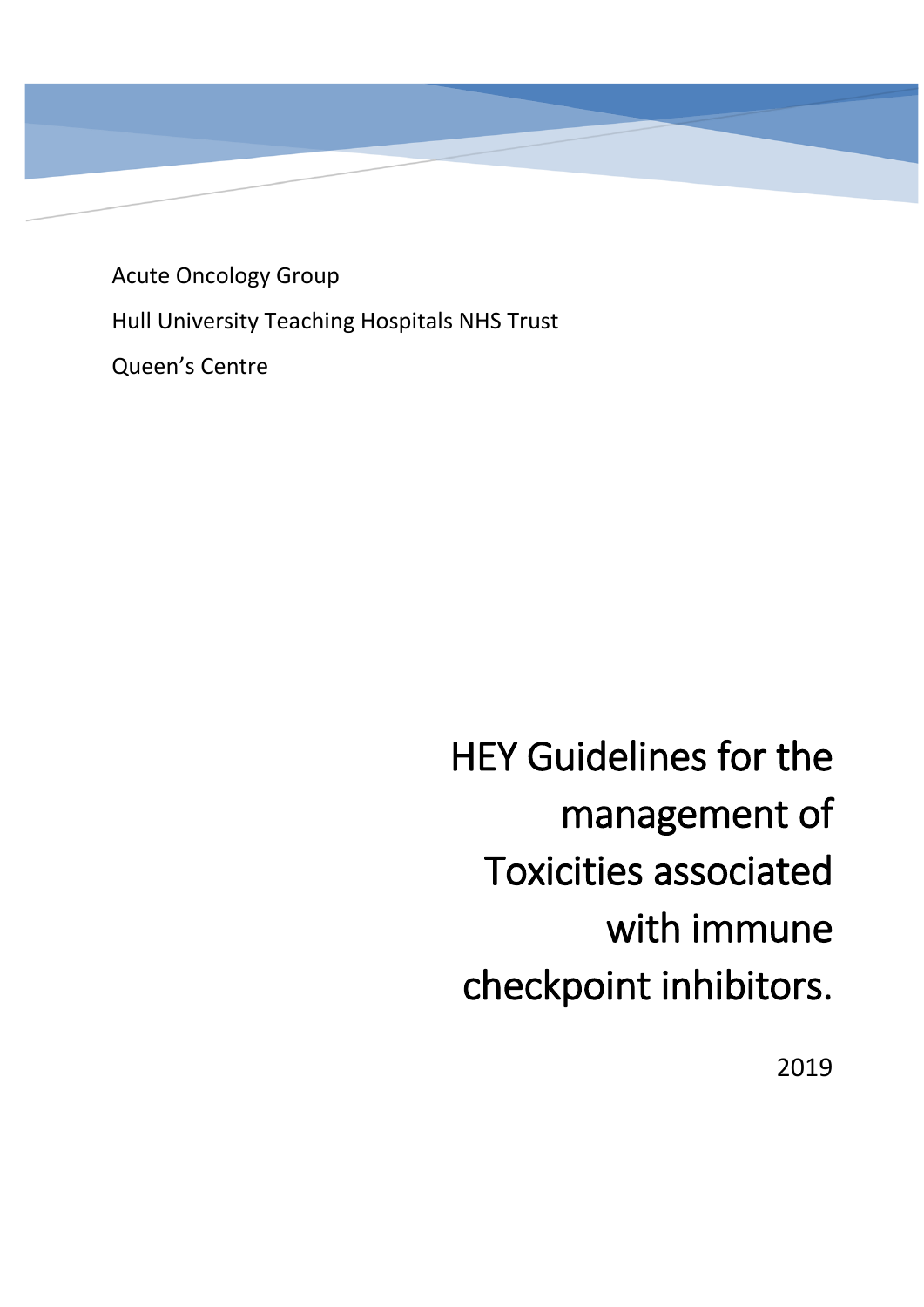Acute Oncology Group

Hull University Teaching Hospitals NHS Trust

Queen's Centre

# HEY Guidelines for the management of Toxicities associated with immune checkpoint inhibitors.

2019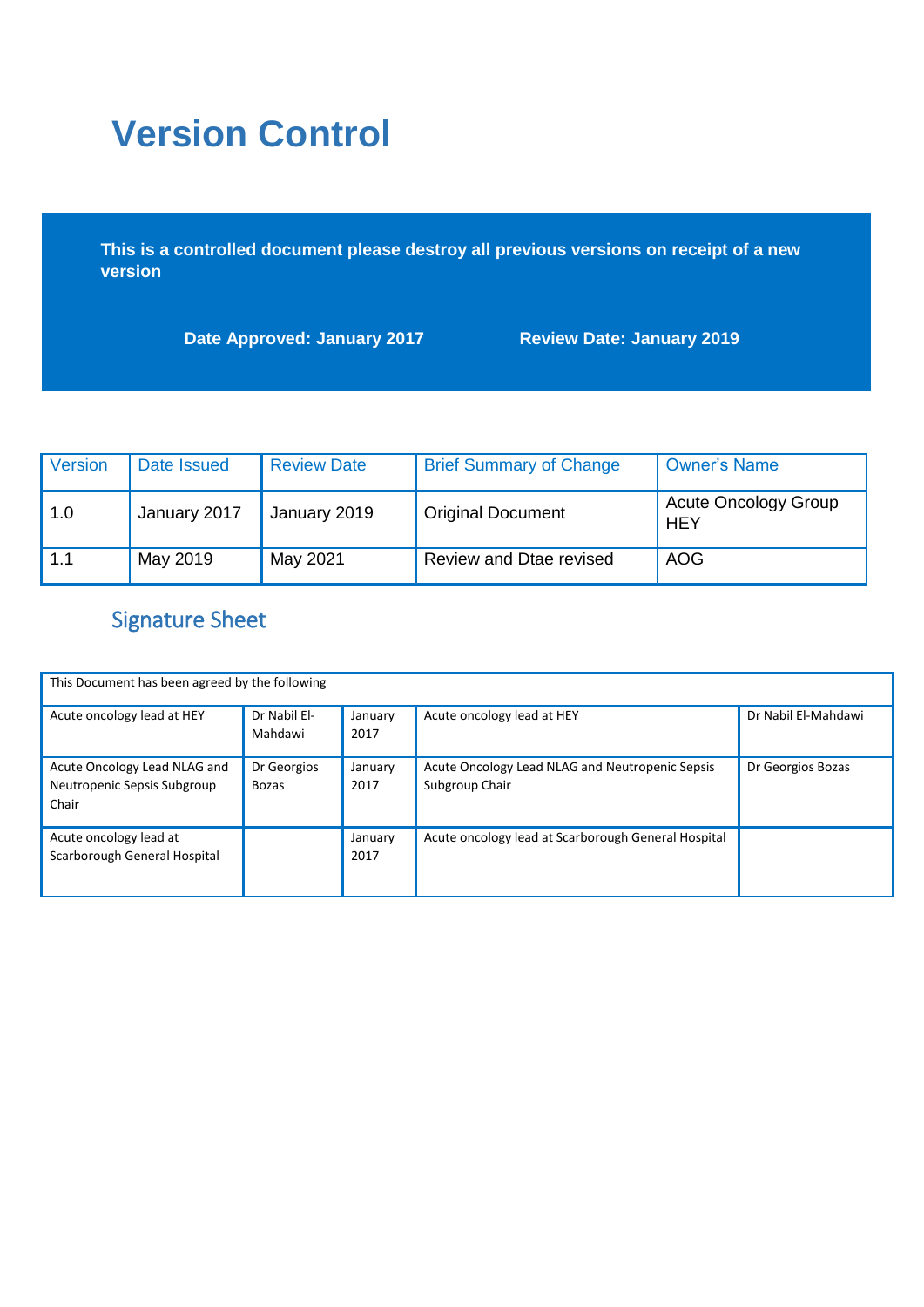# Version Control

**This is a controlled document please destroy all previous versions on receipt of a new version**

**Date Approved: January 2017** **Review Date: January 2019**

| Version | Date Issued | Review Date | Brief Summary of Change | Owner's Name |
|---|---|---|---|---|
| 1.0 | January 2017 | January 2019 | Original Document | Acute Oncology Group HEY |
| 1.1 | May 2019 | May 2021 | Review and Dtae revised | AOG |

## Signature Sheet

| This Document has been agreed by the following | | | | |
|---|---|---|---|---|
| Acute oncology lead at HEY | Dr Nabil El-Mahdawi | January 2017 | Acute oncology lead at HEY | Dr Nabil El-Mahdawi |
| Acute Oncology Lead NLAG and Neutropenic Sepsis Subgroup Chair | Dr Georgios Bozas | January 2017 | Acute Oncology Lead NLAG and Neutropenic Sepsis Subgroup Chair | Dr Georgios Bozas |
| Acute oncology lead at Scarborough General Hospital | | January 2017 | Acute oncology lead at Scarborough General Hospital | |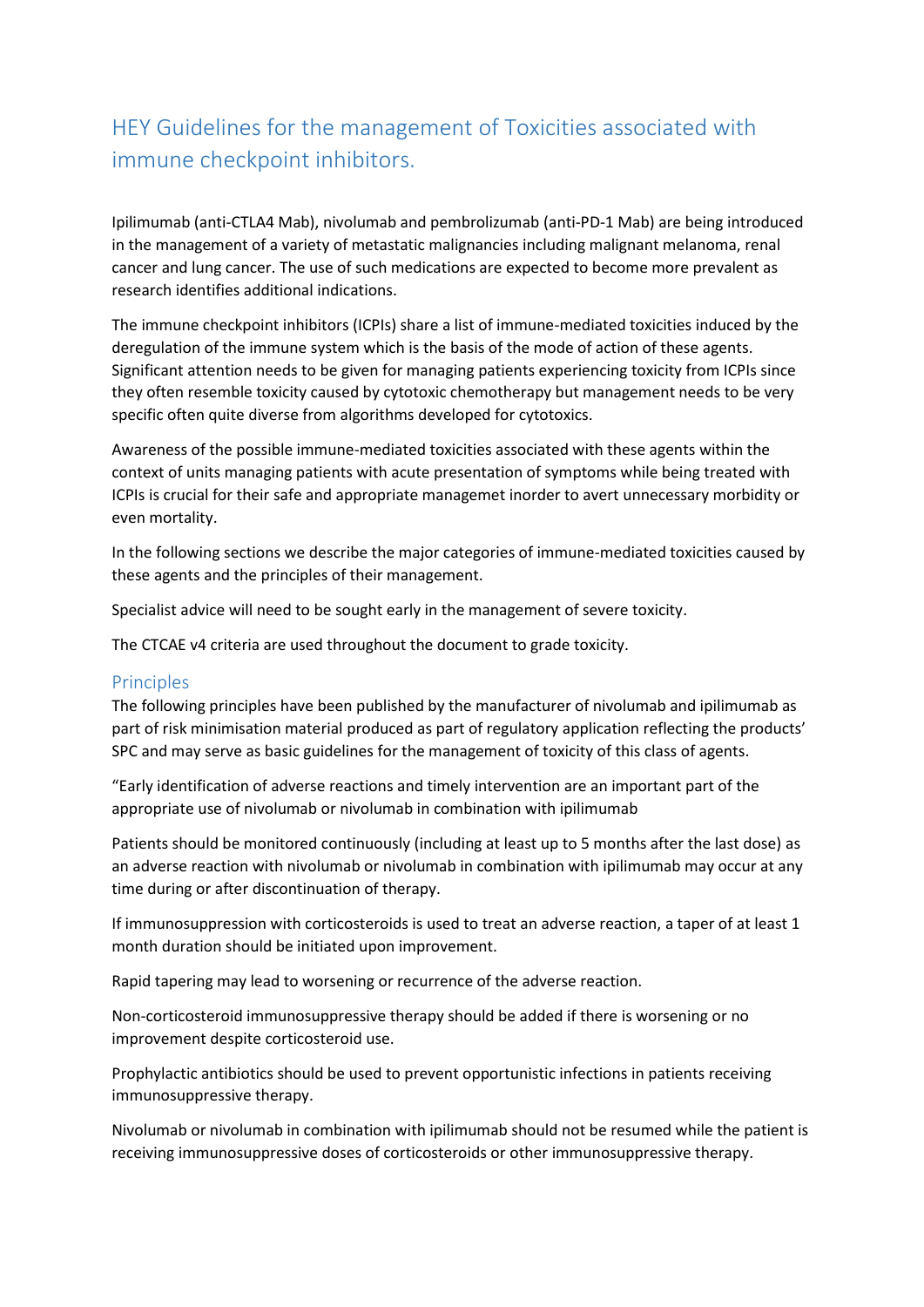# HEY Guidelines for the management of Toxicities associated with immune checkpoint inhibitors.

Ipilimumab (anti-CTLA4 Mab), nivolumab and pembrolizumab (anti-PD-1 Mab) are being introduced in the management of a variety of metastatic malignancies including malignant melanoma, renal cancer and lung cancer. The use of such medications are expected to become more prevalent as research identifies additional indications.

The immune checkpoint inhibitors (ICPIs) share a list of immune-mediated toxicities induced by the deregulation of the immune system which is the basis of the mode of action of these agents. Significant attention needs to be given for managing patients experiencing toxicity from ICPIs since they often resemble toxicity caused by cytotoxic chemotherapy but management needs to be very specific often quite diverse from algorithms developed for cytotoxics.

Awareness of the possible immune-mediated toxicities associated with these agents within the context of units managing patients with acute presentation of symptoms while being treated with ICPIs is crucial for their safe and appropriate managemet inorder to avert unnecessary morbidity or even mortality.

In the following sections we describe the major categories of immune-mediated toxicities caused by these agents and the principles of their management.

Specialist advice will need to be sought early in the management of severe toxicity.

The CTCAE v4 criteria are used throughout the document to grade toxicity.

## Principles

The following principles have been published by the manufacturer of nivolumab and ipilimumab as part of risk minimisation material produced as part of regulatory application reflecting the products' SPC and may serve as basic guidelines for the management of toxicity of this class of agents.

"Early identification of adverse reactions and timely intervention are an important part of the appropriate use of nivolumab or nivolumab in combination with ipilimumab

Patients should be monitored continuously (including at least up to 5 months after the last dose) as an adverse reaction with nivolumab or nivolumab in combination with ipilimumab may occur at any time during or after discontinuation of therapy.

If immunosuppression with corticosteroids is used to treat an adverse reaction, a taper of at least 1 month duration should be initiated upon improvement.

Rapid tapering may lead to worsening or recurrence of the adverse reaction.

Non-corticosteroid immunosuppressive therapy should be added if there is worsening or no improvement despite corticosteroid use.

Prophylactic antibiotics should be used to prevent opportunistic infections in patients receiving immunosuppressive therapy.

Nivolumab or nivolumab in combination with ipilimumab should not be resumed while the patient is receiving immunosuppressive doses of corticosteroids or other immunosuppressive therapy.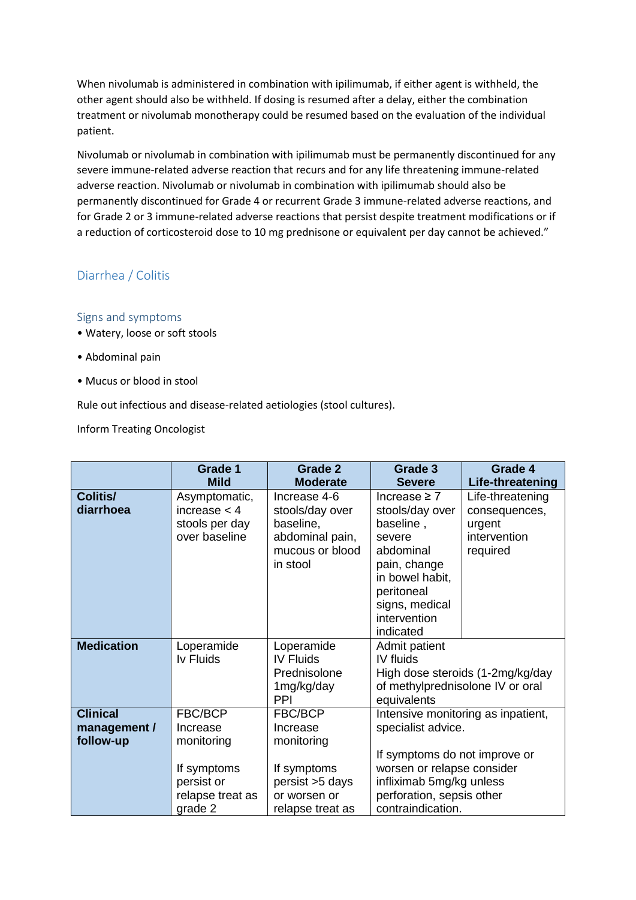When nivolumab is administered in combination with ipilimumab, if either agent is withheld, the other agent should also be withheld. If dosing is resumed after a delay, either the combination treatment or nivolumab monotherapy could be resumed based on the evaluation of the individual patient.

Nivolumab or nivolumab in combination with ipilimumab must be permanently discontinued for any severe immune-related adverse reaction that recurs and for any life threatening immune-related adverse reaction. Nivolumab or nivolumab in combination with ipilimumab should also be permanently discontinued for Grade 4 or recurrent Grade 3 immune-related adverse reactions, and for Grade 2 or 3 immune-related adverse reactions that persist despite treatment modifications or if a reduction of corticosteroid dose to 10 mg prednisone or equivalent per day cannot be achieved."

## Diarrhea / Colitis

### Signs and symptoms

- Watery, loose or soft stools
- Abdominal pain
- Mucus or blood in stool

Rule out infectious and disease-related aetiologies (stool cultures).

Inform Treating Oncologist

| | Grade 1 Mild | Grade 2 Moderate | Grade 3 Severe | Grade 4 Life-threatening |
|---|---|---|---|---|
| **Colitis/ diarrhoea** | Asymptomatic, increase < 4 stools per day over baseline | Increase 4-6 stools/day over baseline, abdominal pain, mucous or blood in stool | Increase ≥ 7 stools/day over baseline , severe abdominal pain, change in bowel habit, peritoneal signs, medical intervention indicated | Life-threatening consequences, urgent intervention required |
| **Medication** | Loperamide<br>Iv Fluids | Loperamide<br>IV Fluids<br>Prednisolone 1mg/kg/day<br>PPI | Admit patient<br>IV fluids<br>High dose steroids (1-2mg/kg/day of methylprednisolone IV or oral equivalents | |
| **Clinical management / follow-up** | FBC/BCP<br>Increase monitoring<br><br>If symptoms persist or relapse treat as grade 2 | FBC/BCP<br>Increase monitoring<br><br>If symptoms persist >5 days or worsen or relapse treat as | Intensive monitoring as inpatient, specialist advice.<br><br>If symptoms do not improve or worsen or relapse consider infliximab 5mg/kg unless perforation, sepsis other contraindication. | |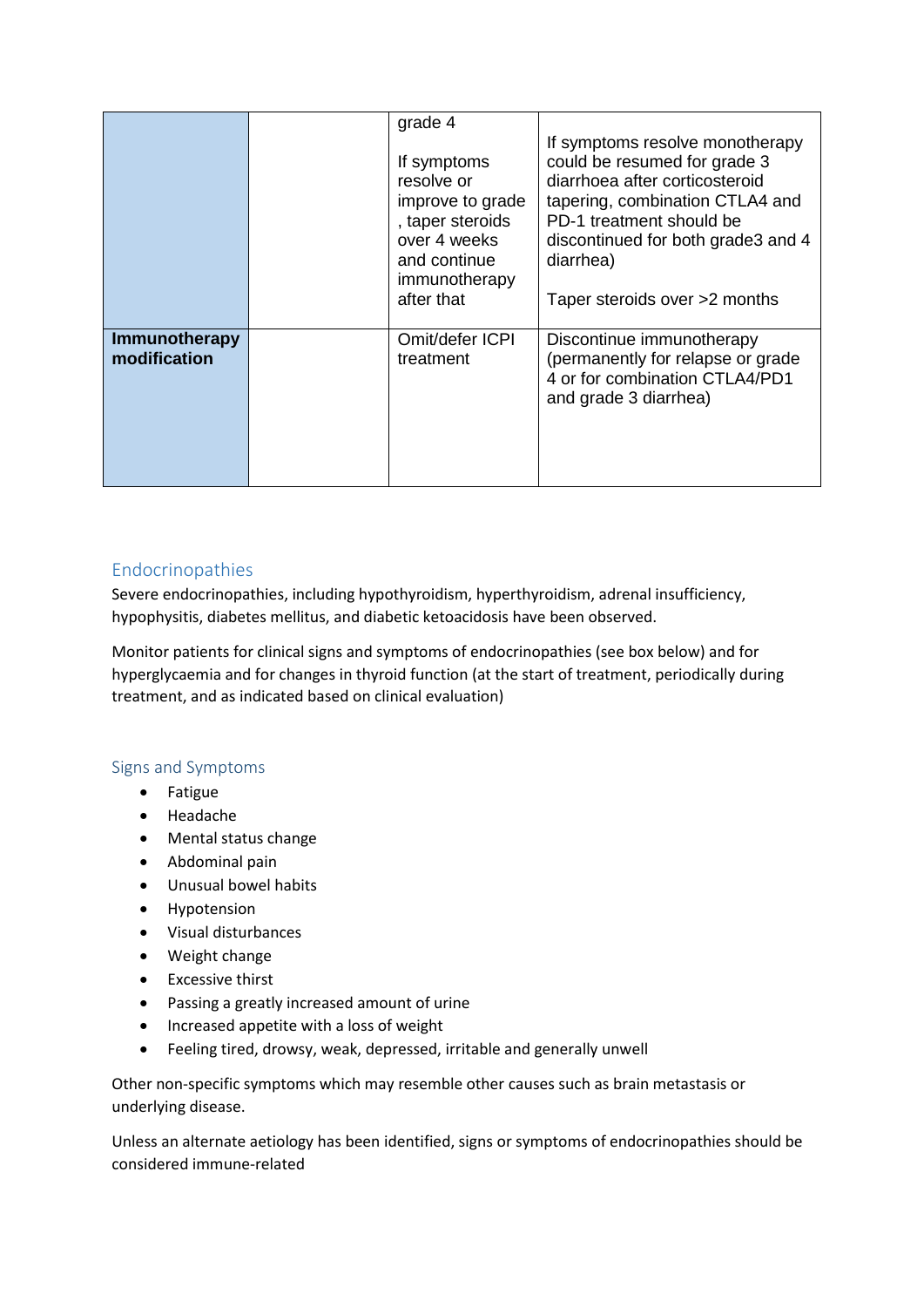| | | | |
|---|---|---|---|
| | | grade 4<br><br>If symptoms resolve or improve to grade , taper steroids over 4 weeks and continue immunotherapy after that | If symptoms resolve monotherapy could be resumed for grade 3 diarrhoea after corticosteroid tapering, combination CTLA4 and PD-1 treatment should be discontinued for both grade3 and 4 diarrhea)<br><br>Taper steroids over >2 months |
| **Immunotherapy modification** | | Omit/defer ICPI treatment | Discontinue immunotherapy (permanently for relapse or grade 4 or for combination CTLA4/PD1 and grade 3 diarrhea) |

## Endocrinopathies

Severe endocrinopathies, including hypothyroidism, hyperthyroidism, adrenal insufficiency, hypophysitis, diabetes mellitus, and diabetic ketoacidosis have been observed.

Monitor patients for clinical signs and symptoms of endocrinopathies (see box below) and for hyperglycaemia and for changes in thyroid function (at the start of treatment, periodically during treatment, and as indicated based on clinical evaluation)

### Signs and Symptoms

- Fatigue
- Headache
- Mental status change
- Abdominal pain
- Unusual bowel habits
- Hypotension
- Visual disturbances
- Weight change
- Excessive thirst
- Passing a greatly increased amount of urine
- Increased appetite with a loss of weight
- Feeling tired, drowsy, weak, depressed, irritable and generally unwell

Other non-specific symptoms which may resemble other causes such as brain metastasis or underlying disease.

Unless an alternate aetiology has been identified, signs or symptoms of endocrinopathies should be considered immune-related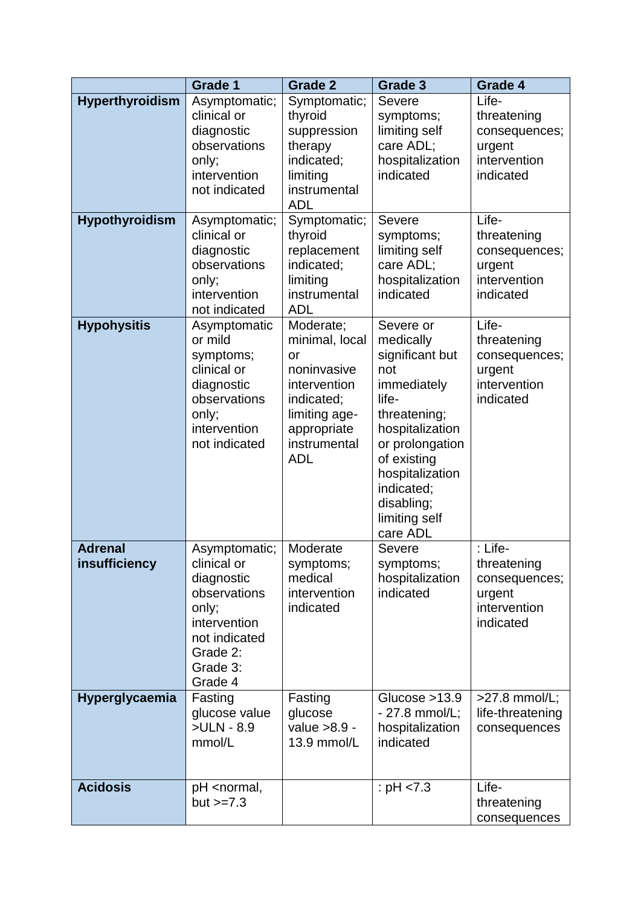| | Grade 1 | Grade 2 | Grade 3 | Grade 4 |
|---|---|---|---|---|
| **Hyperthyroidism** | Asymptomatic; clinical or diagnostic observations only; intervention not indicated | Symptomatic; thyroid suppression therapy indicated; limiting instrumental ADL | Severe symptoms; limiting self care ADL; hospitalization indicated | Life-threatening consequences; urgent intervention indicated |
| **Hypothyroidism** | Asymptomatic; clinical or diagnostic observations only; intervention not indicated | Symptomatic; thyroid replacement indicated; limiting instrumental ADL | Severe symptoms; limiting self care ADL; hospitalization indicated | Life-threatening consequences; urgent intervention indicated |
| **Hypohysitis** | Asymptomatic or mild symptoms; clinical or diagnostic observations only; intervention not indicated | Moderate; minimal, local or noninvasive intervention indicated; limiting age-appropriate instrumental ADL | Severe or medically significant but not immediately life-threatening; hospitalization or prolongation of existing hospitalization indicated; disabling; limiting self care ADL | Life-threatening consequences; urgent intervention indicated |
| **Adrenal insufficiency** | Asymptomatic; clinical or diagnostic observations only; intervention not indicated Grade 2: Grade 3: Grade 4 | Moderate symptoms; medical intervention indicated | Severe symptoms; hospitalization indicated | : Life-threatening consequences; urgent intervention indicated |
| **Hyperglycaemia** | Fasting glucose value >ULN - 8.9 mmol/L | Fasting glucose value >8.9 - 13.9 mmol/L | Glucose >13.9 - 27.8 mmol/L; hospitalization indicated | >27.8 mmol/L; life-threatening consequences |
| **Acidosis** | pH <normal, but >=7.3 | | : pH <7.3 | Life-threatening consequences |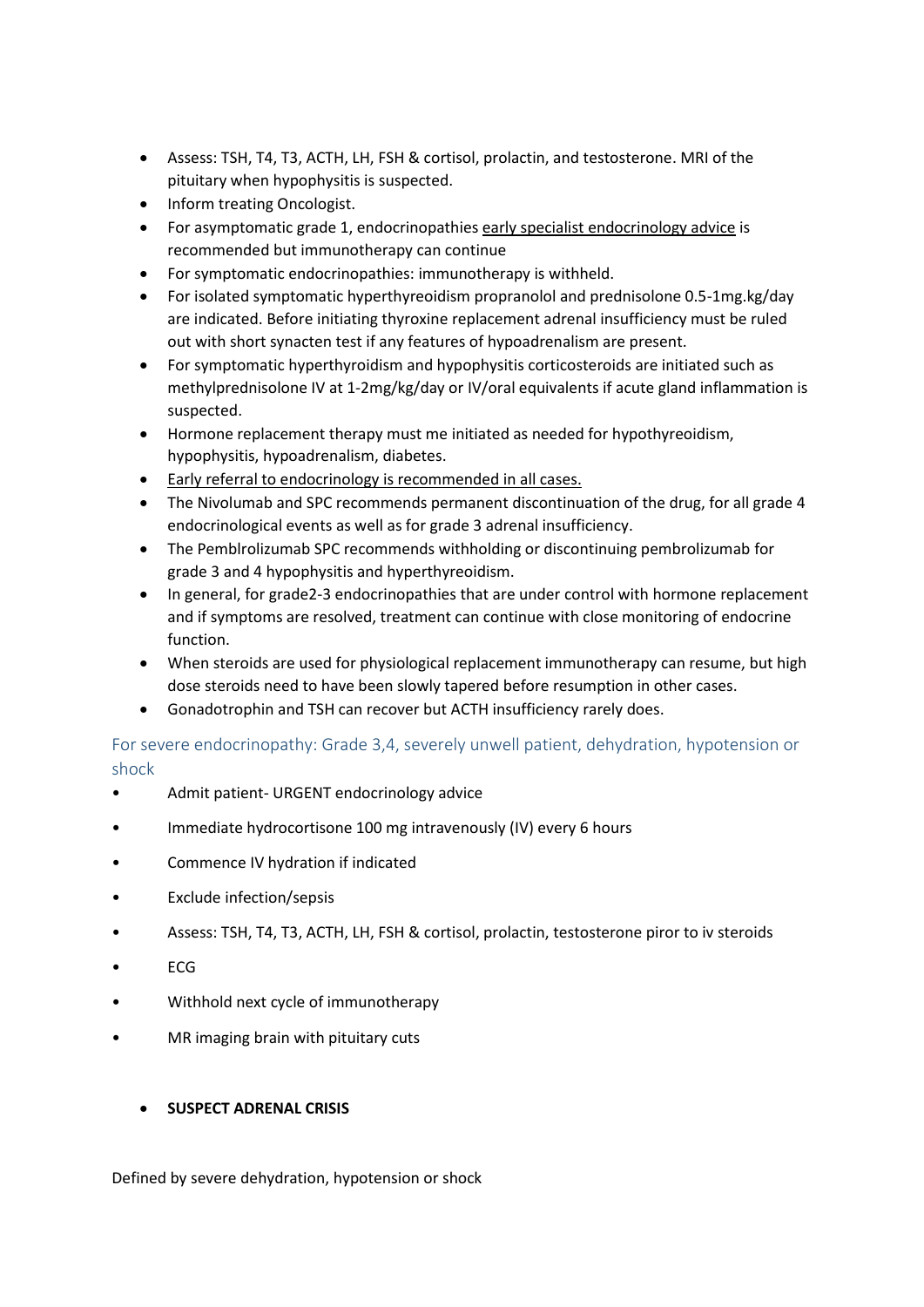- Assess: TSH, T4, T3, ACTH, LH, FSH & cortisol, prolactin, and testosterone. MRI of the pituitary when hypophysitis is suspected.
- Inform treating Oncologist.
- For asymptomatic grade 1, endocrinopathies early specialist endocrinology advice is recommended but immunotherapy can continue
- For symptomatic endocrinopathies: immunotherapy is withheld.
- For isolated symptomatic hyperthyreoidism propranolol and prednisolone 0.5-1mg.kg/day are indicated. Before initiating thyroxine replacement adrenal insufficiency must be ruled out with short synacten test if any features of hypoadrenalism are present.
- For symptomatic hyperthyroidism and hypophysitis corticosteroids are initiated such as methylprednisolone IV at 1-2mg/kg/day or IV/oral equivalents if acute gland inflammation is suspected.
- Hormone replacement therapy must me initiated as needed for hypothyreoidism, hypophysitis, hypoadrenalism, diabetes.
- Early referral to endocrinology is recommended in all cases.
- The Nivolumab and SPC recommends permanent discontinuation of the drug, for all grade 4 endocrinological events as well as for grade 3 adrenal insufficiency.
- The Pemblrolizumab SPC recommends withholding or discontinuing pembrolizumab for grade 3 and 4 hypophysitis and hyperthyreoidism.
- In general, for grade2-3 endocrinopathies that are under control with hormone replacement and if symptoms are resolved, treatment can continue with close monitoring of endocrine function.
- When steroids are used for physiological replacement immunotherapy can resume, but high dose steroids need to have been slowly tapered before resumption in other cases.
- Gonadotrophin and TSH can recover but ACTH insufficiency rarely does.

## For severe endocrinopathy: Grade 3,4, severely unwell patient, dehydration, hypotension or shock

- Admit patient- URGENT endocrinology advice
- Immediate hydrocortisone 100 mg intravenously (IV) every 6 hours
- Commence IV hydration if indicated
- Exclude infection/sepsis
- Assess: TSH, T4, T3, ACTH, LH, FSH & cortisol, prolactin, testosterone piror to iv steroids
- ECG
- Withhold next cycle of immunotherapy
- MR imaging brain with pituitary cuts

- **SUSPECT ADRENAL CRISIS**

Defined by severe dehydration, hypotension or shock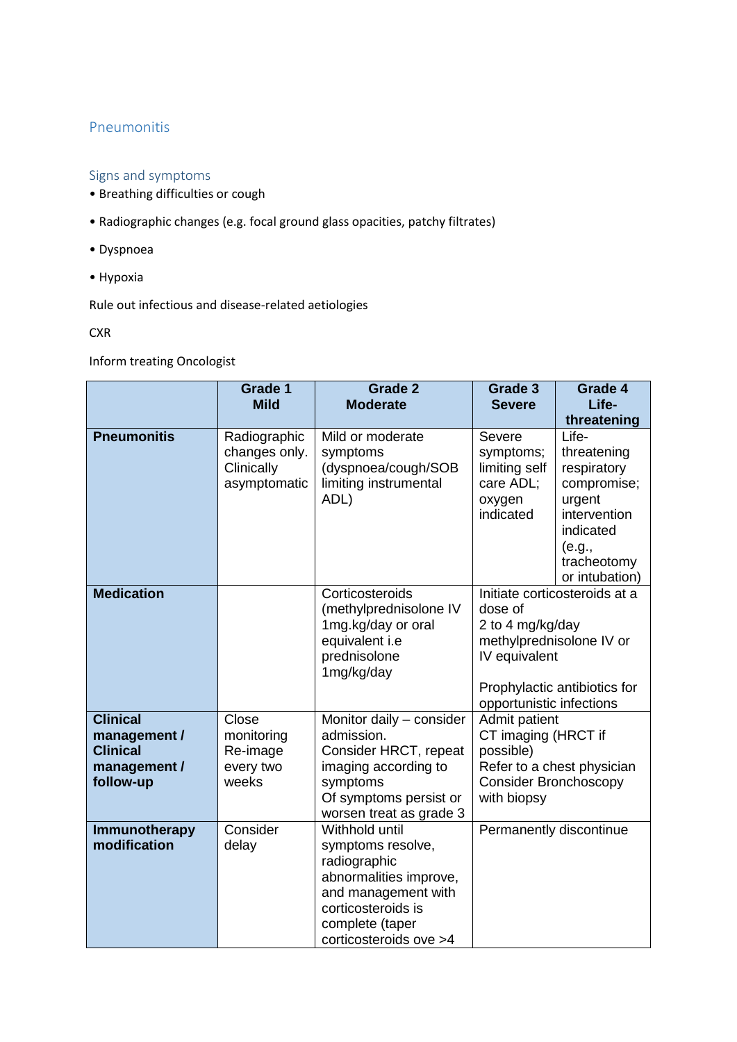## Pneumonitis

### Signs and symptoms

- Breathing difficulties or cough
- Radiographic changes (e.g. focal ground glass opacities, patchy filtrates)
- Dyspnoea
- Hypoxia

Rule out infectious and disease-related aetiologies

CXR

Inform treating Oncologist

| | Grade 1 Mild | Grade 2 Moderate | Grade 3 Severe | Grade 4 Life-threatening |
|---|---|---|---|---|
| **Pneumonitis** | Radiographic changes only. Clinically asymptomatic | Mild or moderate symptoms (dyspnoea/cough/SOB limiting instrumental ADL) | Severe symptoms; limiting self care ADL; oxygen indicated | Life-threatening respiratory compromise; urgent intervention indicated (e.g., tracheotomy or intubation) |
| **Medication** | | Corticosteroids (methylprednisolone IV 1mg.kg/day or oral equivalent i.e prednisolone 1mg/kg/day | Initiate corticosteroids at a dose of 2 to 4 mg/kg/day methylprednisolone IV or IV equivalent<br><br>Prophylactic antibiotics for opportunistic infections | |
| **Clinical management / Clinical management / follow-up** | Close monitoring Re-image every two weeks | Monitor daily – consider admission. Consider HRCT, repeat imaging according to symptoms Of symptoms persist or worsen treat as grade 3 | Admit patient CT imaging (HRCT if possible) Refer to a chest physician Consider Bronchoscopy with biopsy | |
| **Immunotherapy modification** | Consider delay | Withhold until symptoms resolve, radiographic abnormalities improve, and management with corticosteroids is complete (taper corticosteroids ove >4 | Permanently discontinue | |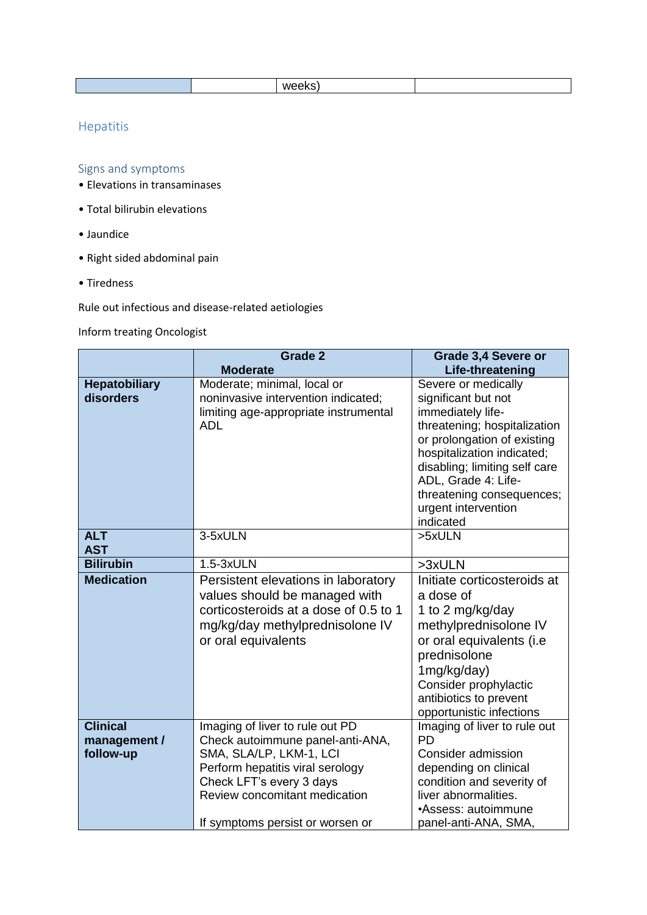|  |  | weeks) |  |
|---|---|---|---|

## Hepatitis

### Signs and symptoms

- Elevations in transaminases
- Total bilirubin elevations
- Jaundice
- Right sided abdominal pain
- Tiredness

Rule out infectious and disease-related aetiologies

Inform treating Oncologist

|  | Grade 2 Moderate | Grade 3,4 Severe or Life-threatening |
|---|---|---|
| **Hepatobiliary disorders** | Moderate; minimal, local or noninvasive intervention indicated; limiting age-appropriate instrumental ADL | Severe or medically significant but not immediately life-threatening; hospitalization or prolongation of existing hospitalization indicated; disabling; limiting self care ADL, Grade 4: Life-threatening consequences; urgent intervention indicated |
| **ALT AST** | 3-5xULN | >5xULN |
| **Bilirubin** | 1.5-3xULN | >3xULN |
| **Medication** | Persistent elevations in laboratory values should be managed with corticosteroids at a dose of 0.5 to 1 mg/kg/day methylprednisolone IV or oral equivalents | Initiate corticosteroids at a dose of 1 to 2 mg/kg/day methylprednisolone IV or oral equivalents (i.e prednisolone 1mg/kg/day) Consider prophylactic antibiotics to prevent opportunistic infections |
| **Clinical management / follow-up** | Imaging of liver to rule out PD<br>Check autoimmune panel-anti-ANA, SMA, SLA/LP, LKM-1, LCI<br>Perform hepatitis viral serology<br>Check LFT's every 3 days<br>Review concomitant medication<br><br>If symptoms persist or worsen or | Imaging of liver to rule out PD<br>Consider admission depending on clinical condition and severity of liver abnormalities.<br>•Assess: autoimmune panel-anti-ANA, SMA, |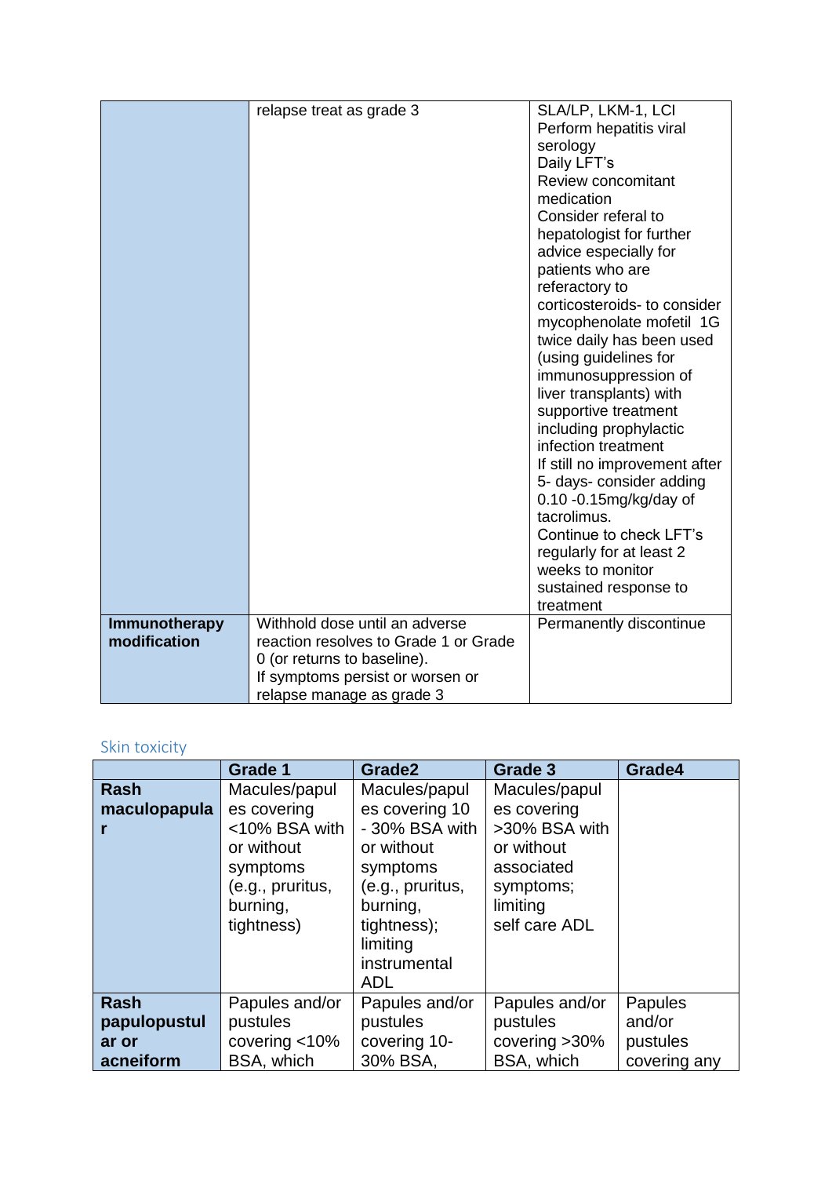| | | |
|---|---|---|
| | relapse treat as grade 3 | SLA/LP, LKM-1, LCI<br>Perform hepatitis viral serology<br>Daily LFT's<br>Review concomitant medication<br>Consider referal to hepatologist for further advice especially for patients who are referactory to corticosteroids- to consider mycophenolate mofetil 1G twice daily has been used (using guidelines for immunosuppression of liver transplants) with supportive treatment including prophylactic infection treatment<br>If still no improvement after 5- days- consider adding 0.10 -0.15mg/kg/day of tacrolimus.<br>Continue to check LFT's regularly for at least 2 weeks to monitor sustained response to treatment |
| **Immunotherapy modification** | Withhold dose until an adverse reaction resolves to Grade 1 or Grade 0 (or returns to baseline).<br>If symptoms persist or worsen or relapse manage as grade 3 | Permanently discontinue |

## Skin toxicity

| | **Grade 1** | **Grade2** | **Grade 3** | **Grade4** |
|---|---|---|---|---|
| **Rash maculopapular** | Macules/papules covering <10% BSA with or without symptoms (e.g., pruritus, burning, tightness) | Macules/papules covering 10 - 30% BSA with or without symptoms (e.g., pruritus, burning, tightness); limiting instrumental ADL | Macules/papules covering >30% BSA with or without associated symptoms; limiting self care ADL | |
| **Rash papulopustular or acneiform** | Papules and/or pustules covering <10% BSA, which | Papules and/or pustules covering 10-30% BSA, | Papules and/or pustules covering >30% BSA, which | Papules and/or pustules covering any |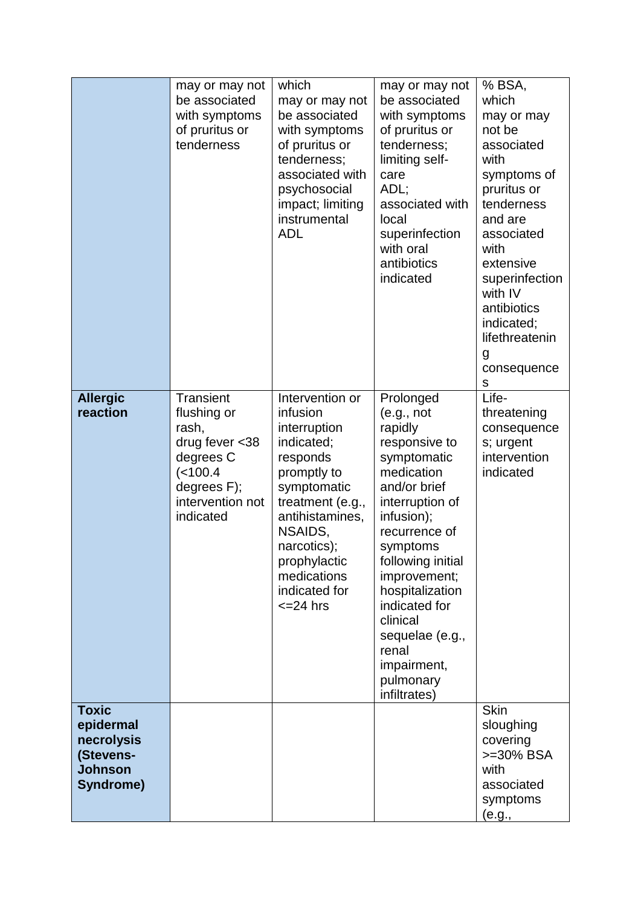| | | | | |
|---|---|---|---|---|
| | may or may not be associated with symptoms of pruritus or tenderness | which may or may not be associated with symptoms of pruritus or tenderness; associated with psychosocial impact; limiting instrumental ADL | may or may not be associated with symptoms of pruritus or tenderness; limiting self-care ADL; associated with local superinfection with oral antibiotics indicated | % BSA, which may or may not be associated with symptoms of pruritus or tenderness and are associated with extensive superinfection with IV antibiotics indicated; lifethreatening consequences |
| **Allergic reaction** | Transient flushing or rash, drug fever <38 degrees C (<100.4 degrees F); intervention not indicated | Intervention or infusion interruption indicated; responds promptly to symptomatic treatment (e.g., antihistamines, NSAIDS, narcotics); prophylactic medications indicated for <=24 hrs | Prolonged (e.g., not rapidly responsive to symptomatic medication and/or brief interruption of infusion); recurrence of symptoms following initial improvement; hospitalization indicated for clinical sequelae (e.g., renal impairment, pulmonary infiltrates) | Life-threatening consequences; urgent intervention indicated |
| **Toxic epidermal necrolysis (Stevens-Johnson Syndrome)** | | | | Skin sloughing covering >=30% BSA with associated symptoms (e.g., |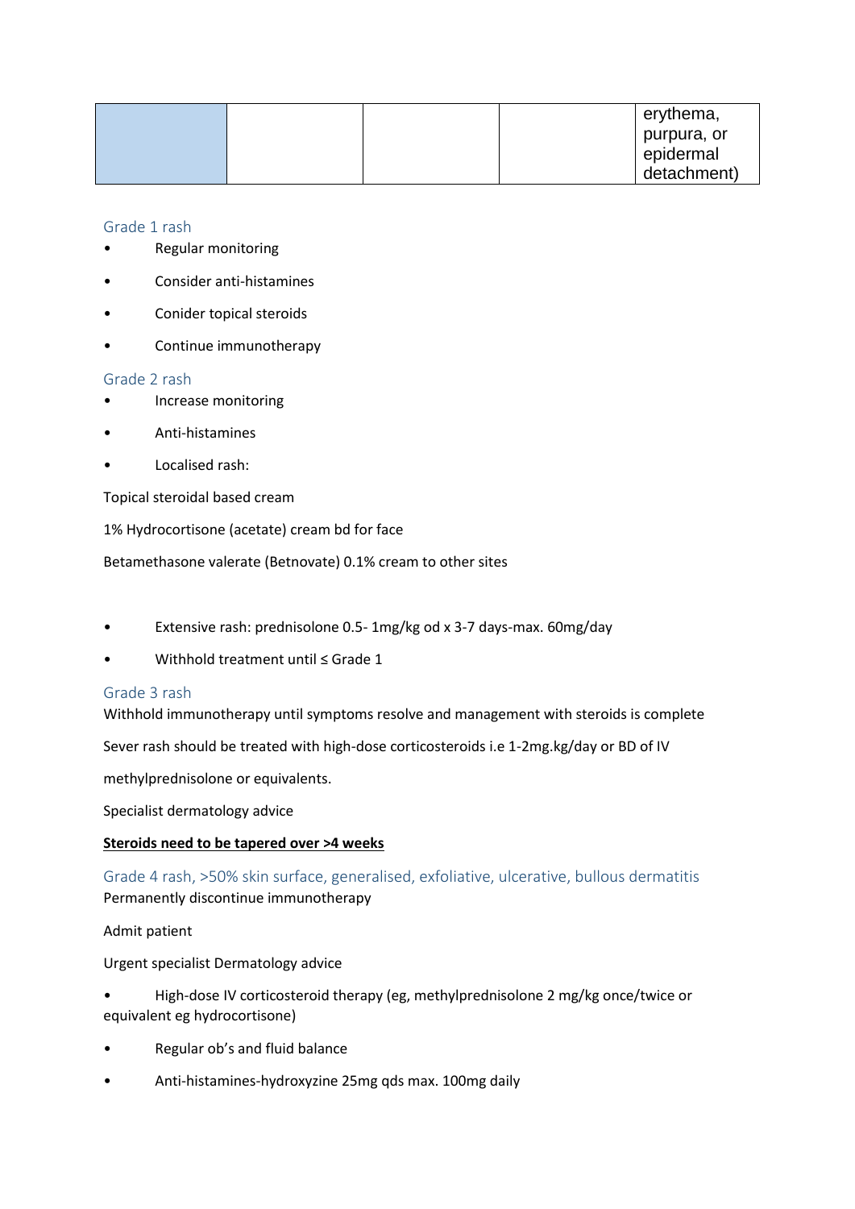| | | | | erythema, purpura, or epidermal detachment) |
|---|---|---|---|---|

### Grade 1 rash

- Regular monitoring
- Consider anti-histamines
- Conider topical steroids
- Continue immunotherapy

### Grade 2 rash

- Increase monitoring
- Anti-histamines
- Localised rash:

Topical steroidal based cream

1% Hydrocortisone (acetate) cream bd for face

Betamethasone valerate (Betnovate) 0.1% cream to other sites

- Extensive rash: prednisolone 0.5- 1mg/kg od x 3-7 days-max. 60mg/day
- Withhold treatment until ≤ Grade 1

### Grade 3 rash

Withhold immunotherapy until symptoms resolve and management with steroids is complete

Sever rash should be treated with high-dose corticosteroids i.e 1-2mg.kg/day or BD of IV

methylprednisolone or equivalents.

Specialist dermatology advice

**Steroids need to be tapered over >4 weeks**

### Grade 4 rash, >50% skin surface, generalised, exfoliative, ulcerative, bullous dermatitis

Permanently discontinue immunotherapy

Admit patient

Urgent specialist Dermatology advice

- High-dose IV corticosteroid therapy (eg, methylprednisolone 2 mg/kg once/twice or equivalent eg hydrocortisone)
- Regular ob's and fluid balance
- Anti-histamines-hydroxyzine 25mg qds max. 100mg daily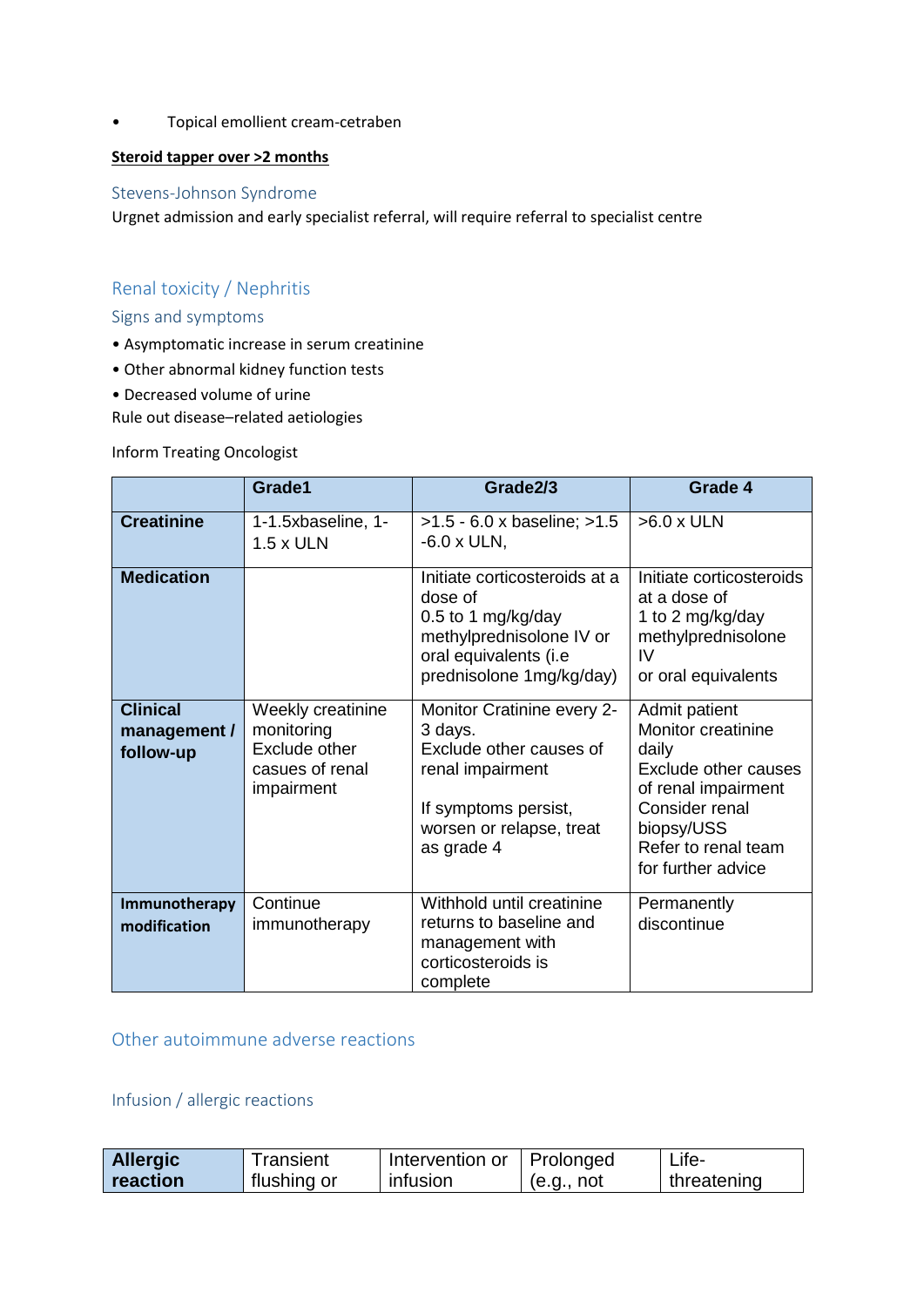- Topical emollient cream-cetraben

**Steroid tapper over >2 months**

### Stevens-Johnson Syndrome

Urgnet admission and early specialist referral, will require referral to specialist centre

## Renal toxicity / Nephritis

### Signs and symptoms

- Asymptomatic increase in serum creatinine
- Other abnormal kidney function tests
- Decreased volume of urine

Rule out disease–related aetiologies

Inform Treating Oncologist

| | Grade1 | Grade2/3 | Grade 4 |
|---|---|---|---|
| **Creatinine** | 1-1.5xbaseline, 1-1.5 x ULN | >1.5 - 6.0 x baseline; >1.5 -6.0 x ULN, | >6.0 x ULN |
| **Medication** | | Initiate corticosteroids at a dose of 0.5 to 1 mg/kg/day methylprednisolone IV or oral equivalents (i.e prednisolone 1mg/kg/day) | Initiate corticosteroids at a dose of 1 to 2 mg/kg/day methylprednisolone IV or oral equivalents |
| **Clinical management / follow-up** | Weekly creatinine monitoring Exclude other casues of renal impairment | Monitor Cratinine every 2-3 days. Exclude other causes of renal impairment<br><br>If symptoms persist, worsen or relapse, treat as grade 4 | Admit patient Monitor creatinine daily Exclude other causes of renal impairment Consider renal biopsy/USS Refer to renal team for further advice |
| **Immunotherapy modification** | Continue immunotherapy | Withhold until creatinine returns to baseline and management with corticosteroids is complete | Permanently discontinue |

## Other autoimmune adverse reactions

### Infusion / allergic reactions

| **Allergic reaction** | Transient flushing or | Intervention or infusion | Prolonged (e.g., not | Life-threatening |
|---|---|---|---|---|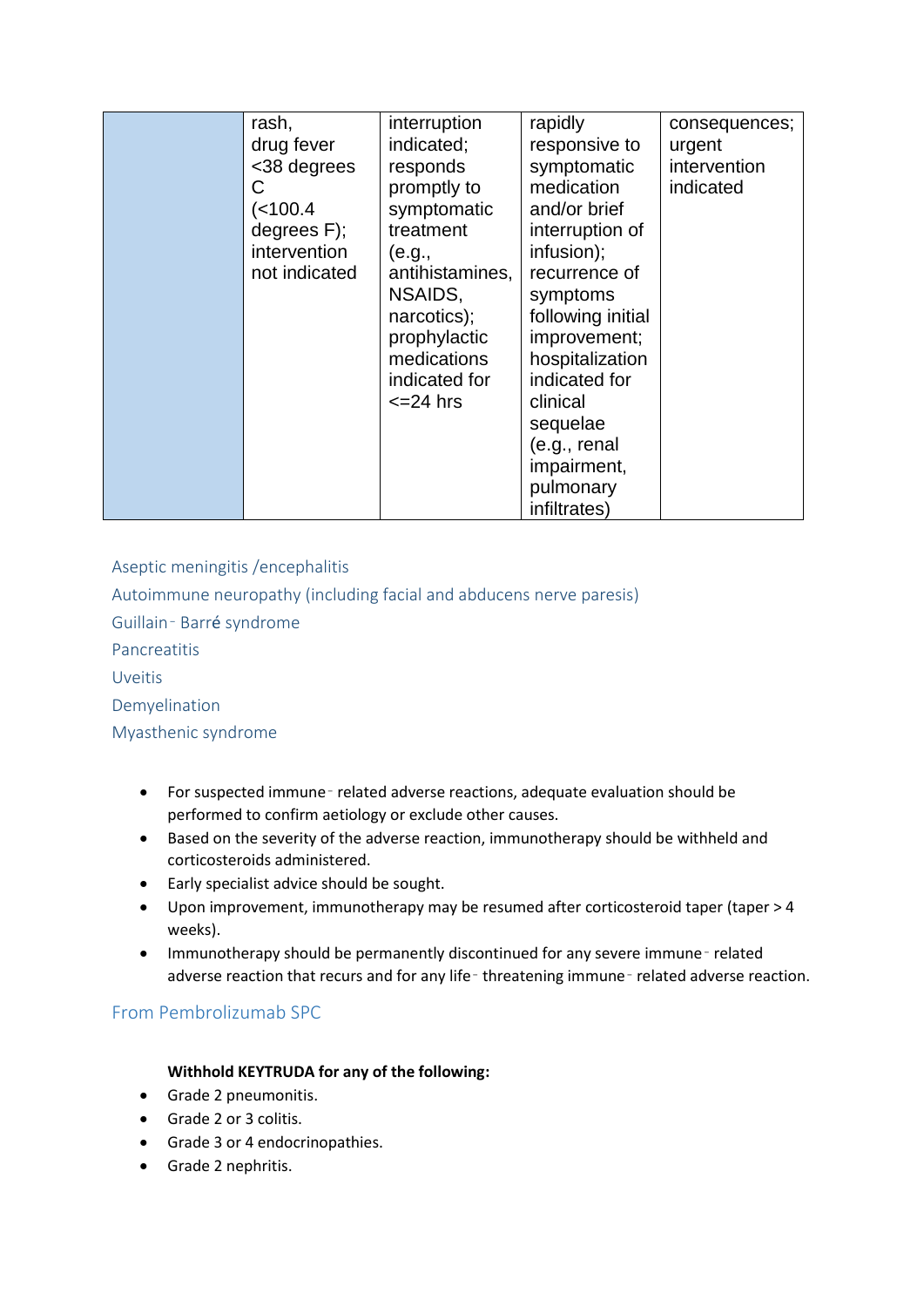| | | | | |
|---|---|---|---|---|
| | rash, drug fever <38 degrees C (<100.4 degrees F); intervention not indicated | interruption indicated; responds promptly to symptomatic treatment (e.g., antihistamines, NSAIDS, narcotics); prophylactic medications indicated for <=24 hrs | rapidly responsive to symptomatic medication and/or brief interruption of infusion); recurrence of symptoms following initial improvement; hospitalization indicated for clinical sequelae (e.g., renal impairment, pulmonary infiltrates) | consequences; urgent intervention indicated |

### Aseptic meningitis /encephalitis

### Autoimmune neuropathy (including facial and abducens nerve paresis)

### Guillain‐Barré syndrome

### Pancreatitis

### Uveitis

### Demyelination

### Myasthenic syndrome

- For suspected immune‐related adverse reactions, adequate evaluation should be performed to confirm aetiology or exclude other causes.
- Based on the severity of the adverse reaction, immunotherapy should be withheld and corticosteroids administered.
- Early specialist advice should be sought.
- Upon improvement, immunotherapy may be resumed after corticosteroid taper (taper > 4 weeks).
- Immunotherapy should be permanently discontinued for any severe immune‐related adverse reaction that recurs and for any life‐threatening immune‐related adverse reaction.

## From Pembrolizumab SPC

**Withhold KEYTRUDA for any of the following:**

- Grade 2 pneumonitis.
- Grade 2 or 3 colitis.
- Grade 3 or 4 endocrinopathies.
- Grade 2 nephritis.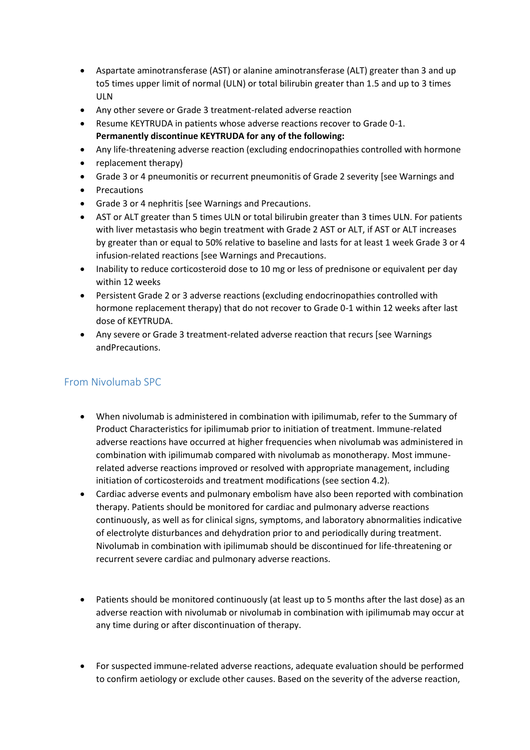- Aspartate aminotransferase (AST) or alanine aminotransferase (ALT) greater than 3 and up to5 times upper limit of normal (ULN) or total bilirubin greater than 1.5 and up to 3 times ULN
- Any other severe or Grade 3 treatment-related adverse reaction
- Resume KEYTRUDA in patients whose adverse reactions recover to Grade 0-1.
  **Permanently discontinue KEYTRUDA for any of the following:**
- Any life-threatening adverse reaction (excluding endocrinopathies controlled with hormone
- replacement therapy)
- Grade 3 or 4 pneumonitis or recurrent pneumonitis of Grade 2 severity [see Warnings and
- Precautions
- Grade 3 or 4 nephritis [see Warnings and Precautions.
- AST or ALT greater than 5 times ULN or total bilirubin greater than 3 times ULN. For patients with liver metastasis who begin treatment with Grade 2 AST or ALT, if AST or ALT increases by greater than or equal to 50% relative to baseline and lasts for at least 1 week Grade 3 or 4 infusion-related reactions [see Warnings and Precautions.
- Inability to reduce corticosteroid dose to 10 mg or less of prednisone or equivalent per day within 12 weeks
- Persistent Grade 2 or 3 adverse reactions (excluding endocrinopathies controlled with hormone replacement therapy) that do not recover to Grade 0-1 within 12 weeks after last dose of KEYTRUDA.
- Any severe or Grade 3 treatment-related adverse reaction that recurs [see Warnings andPrecautions.

## From Nivolumab SPC

- When nivolumab is administered in combination with ipilimumab, refer to the Summary of Product Characteristics for ipilimumab prior to initiation of treatment. Immune-related adverse reactions have occurred at higher frequencies when nivolumab was administered in combination with ipilimumab compared with nivolumab as monotherapy. Most immune-related adverse reactions improved or resolved with appropriate management, including initiation of corticosteroids and treatment modifications (see section 4.2).
- Cardiac adverse events and pulmonary embolism have also been reported with combination therapy. Patients should be monitored for cardiac and pulmonary adverse reactions continuously, as well as for clinical signs, symptoms, and laboratory abnormalities indicative of electrolyte disturbances and dehydration prior to and periodically during treatment. Nivolumab in combination with ipilimumab should be discontinued for life-threatening or recurrent severe cardiac and pulmonary adverse reactions.

- Patients should be monitored continuously (at least up to 5 months after the last dose) as an adverse reaction with nivolumab or nivolumab in combination with ipilimumab may occur at any time during or after discontinuation of therapy.

- For suspected immune-related adverse reactions, adequate evaluation should be performed to confirm aetiology or exclude other causes. Based on the severity of the adverse reaction,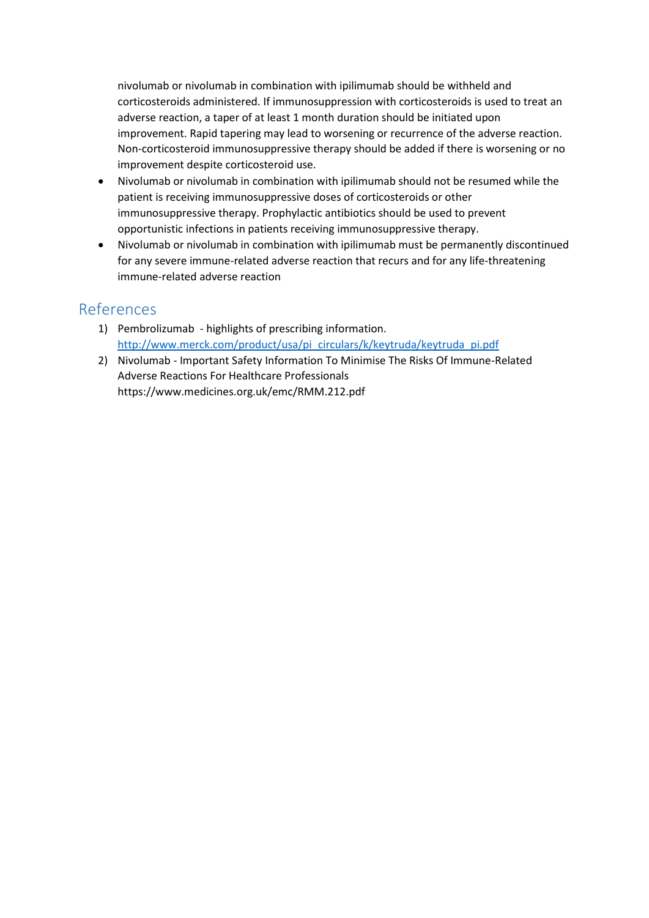nivolumab or nivolumab in combination with ipilimumab should be withheld and corticosteroids administered. If immunosuppression with corticosteroids is used to treat an adverse reaction, a taper of at least 1 month duration should be initiated upon improvement. Rapid tapering may lead to worsening or recurrence of the adverse reaction. Non-corticosteroid immunosuppressive therapy should be added if there is worsening or no improvement despite corticosteroid use.

- Nivolumab or nivolumab in combination with ipilimumab should not be resumed while the patient is receiving immunosuppressive doses of corticosteroids or other immunosuppressive therapy. Prophylactic antibiotics should be used to prevent opportunistic infections in patients receiving immunosuppressive therapy.
- Nivolumab or nivolumab in combination with ipilimumab must be permanently discontinued for any severe immune-related adverse reaction that recurs and for any life-threatening immune-related adverse reaction

## References

1) Pembrolizumab - highlights of prescribing information. http://www.merck.com/product/usa/pi_circulars/k/keytruda/keytruda_pi.pdf
2) Nivolumab - Important Safety Information To Minimise The Risks Of Immune-Related Adverse Reactions For Healthcare Professionals https://www.medicines.org.uk/emc/RMM.212.pdf